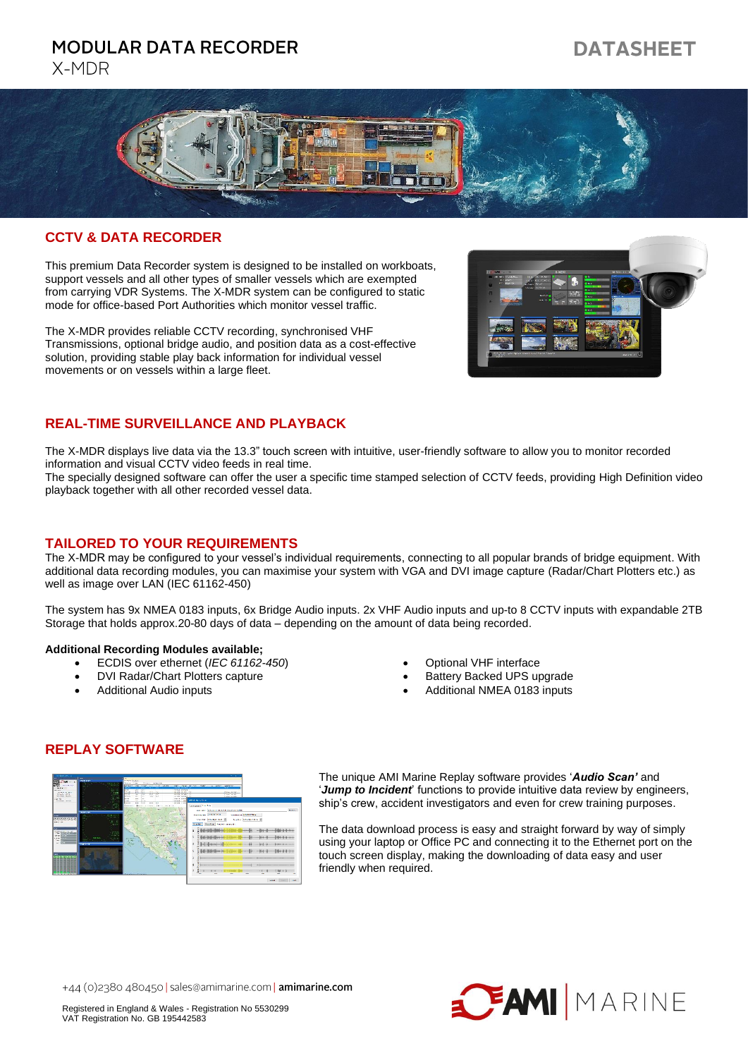# MODULAR DATA RECORDER

X-MDR

DATASHEET

## CCTV & DATA RECORDER

This premium Data Recorder system is designed to be installed on workboats, support vessels and all other types of smaller vessels which are exempted from carrying VDR Systems. The X-MDR system can be configured to static mode for office-based Port Authorities which monitor vessel traffic.

The X-MDR provides reliable CCTV recording, synchronised VHF Transmissions, optional bridge audio, and position data as a cost-effective solution, providing stable play back information for individual vessel movements or on vessels within a large fleet.

## REAL-TIME SURVEILLANCE AND PLAYBACK

The X-MDR displays live data via the 13.3" touch screen with intuitive, user-friendly software to allow you to monitor recorded information and visual CCTV video feeds in real time.
The specially designed software can offer the user a specific time stamped selection of CCTV feeds, providing High Definition video playback together with all other recorded vessel data.

## TAILORED TO YOUR REQUIREMENTS

The X-MDR may be configured to your vessel's individual requirements, connecting to all popular brands of bridge equipment. With additional data recording modules, you can maximise your system with VGA and DVI image capture (Radar/Chart Plotters etc.) as well as image over LAN (IEC 61162-450)

The system has 9x NMEA 0183 inputs, 6x Bridge Audio inputs. 2x VHF Audio inputs and up-to 8 CCTV inputs with expandable 2TB Storage that holds approx.20-80 days of data – depending on the amount of data being recorded.

**Additional Recording Modules available;**

- ECDIS over ethernet (*IEC 61162-450*)
- DVI Radar/Chart Plotters capture
- Additional Audio inputs
- Optional VHF interface
- Battery Backed UPS upgrade
- Additional NMEA 0183 inputs

## REPLAY SOFTWARE

The unique AMI Marine Replay software provides '***Audio Scan'*** and '***Jump to Incident***' functions to provide intuitive data review by engineers, ship's crew, accident investigators and even for crew training purposes.

The data download process is easy and straight forward by way of simply using your laptop or Office PC and connecting it to the Ethernet port on the touch screen display, making the downloading of data easy and user friendly when required.

+44 (0)2380 480450 | sales@amimarine.com | **amimarine.com**

Registered in England & Wales - Registration No 5530299
VAT Registration No. GB 195442583

AMI | MARINE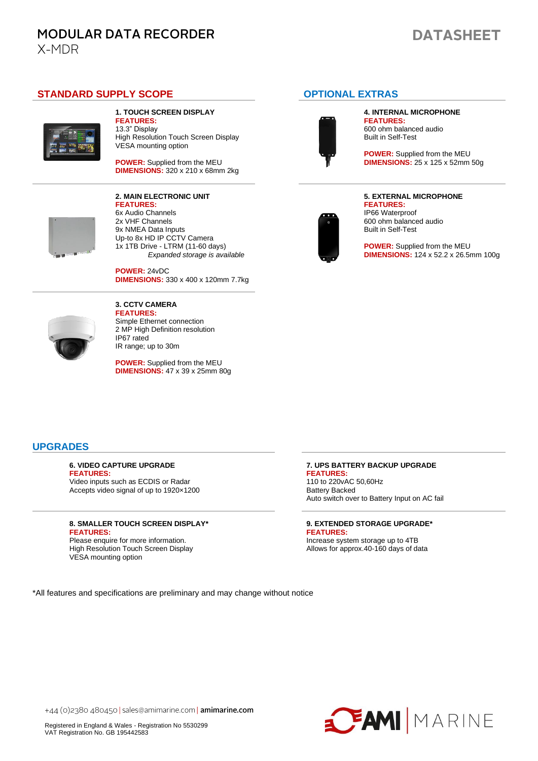# MODULAR DATA RECORDER

X-MDR

DATASHEET

## STANDARD SUPPLY SCOPE

### 1. TOUCH SCREEN DISPLAY

**FEATURES:**
13.3" Display
High Resolution Touch Screen Display
VESA mounting option

**POWER:** Supplied from the MEU
**DIMENSIONS:** 320 x 210 x 68mm 2kg

### 2. MAIN ELECTRONIC UNIT

**FEATURES:**
6x Audio Channels
2x VHF Channels
9x NMEA Data Inputs
Up-to 8x HD IP CCTV Camera
1x 1TB Drive - LTRM (11-60 days)
*Expanded storage is available*

**POWER:** 24vDC
**DIMENSIONS:** 330 x 400 x 120mm 7.7kg

### 3. CCTV CAMERA

**FEATURES:**
Simple Ethernet connection
2 MP High Definition resolution
IP67 rated
IR range; up to 30m

**POWER:** Supplied from the MEU
**DIMENSIONS:** 47 x 39 x 25mm 80g

## OPTIONAL EXTRAS

### 4. INTERNAL MICROPHONE

**FEATURES:**
600 ohm balanced audio
Built in Self-Test

**POWER:** Supplied from the MEU
**DIMENSIONS:** 25 x 125 x 52mm 50g

### 5. EXTERNAL MICROPHONE

**FEATURES:**
IP66 Waterproof
600 ohm balanced audio
Built in Self-Test

**POWER:** Supplied from the MEU
**DIMENSIONS:** 124 x 52.2 x 26.5mm 100g

## UPGRADES

### 6. VIDEO CAPTURE UPGRADE

**FEATURES:**
Video inputs such as ECDIS or Radar
Accepts video signal of up to 1920×1200

### 7. UPS BATTERY BACKUP UPGRADE

**FEATURES:**
110 to 220vAC 50,60Hz
Battery Backed
Auto switch over to Battery Input on AC fail

### 8. SMALLER TOUCH SCREEN DISPLAY*

**FEATURES:**
Please enquire for more information.
High Resolution Touch Screen Display
VESA mounting option

### 9. EXTENDED STORAGE UPGRADE*

**FEATURES:**
Increase system storage up to 4TB
Allows for approx.40-160 days of data

*All features and specifications are preliminary and may change without notice

+44 (0)2380 480450 | sales@amimarine.com | **amimarine.com**

Registered in England & Wales - Registration No 5530299
VAT Registration No. GB 195442583

AMI | MARINE